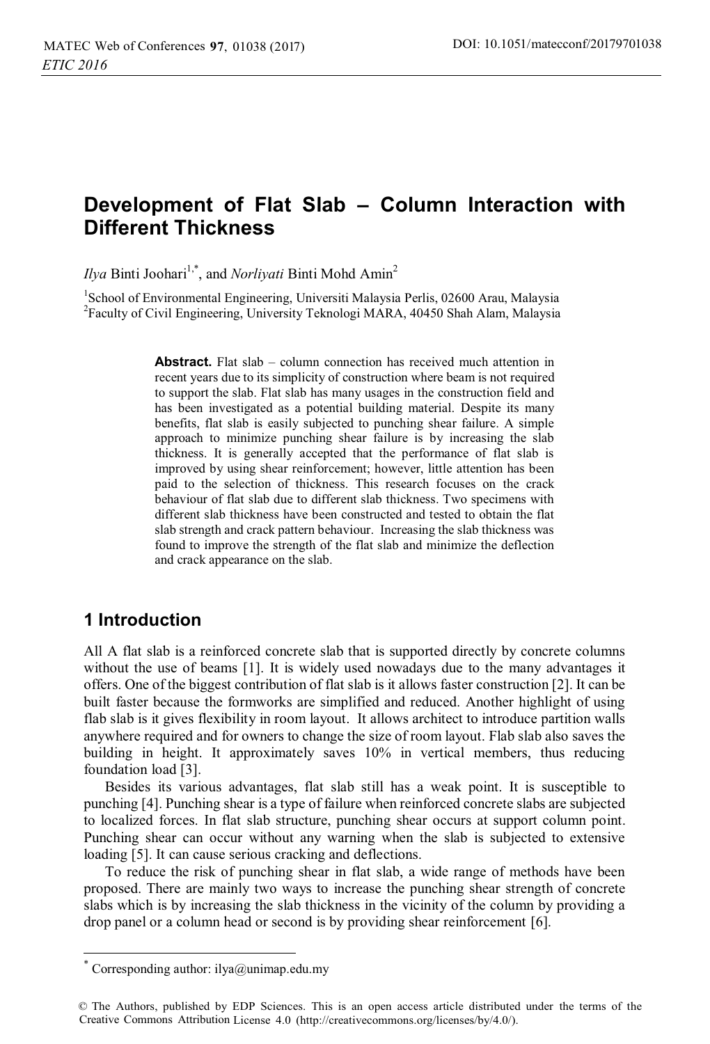# Development of Flat Slab – Column Interaction with Different Thickness

*Ilya* Binti Joohari[1,*], and *Norliyati* Binti Mohd Amin[2]

[1]School of Environmental Engineering, Universiti Malaysia Perlis, 02600 Arau, Malaysia
[2]Faculty of Civil Engineering, University Teknologi MARA, 40450 Shah Alam, Malaysia

**Abstract.** Flat slab – column connection has received much attention in recent years due to its simplicity of construction where beam is not required to support the slab. Flat slab has many usages in the construction field and has been investigated as a potential building material. Despite its many benefits, flat slab is easily subjected to punching shear failure. A simple approach to minimize punching shear failure is by increasing the slab thickness. It is generally accepted that the performance of flat slab is improved by using shear reinforcement; however, little attention has been paid to the selection of thickness. This research focuses on the crack behaviour of flat slab due to different slab thickness. Two specimens with different slab thickness have been constructed and tested to obtain the flat slab strength and crack pattern behaviour. Increasing the slab thickness was found to improve the strength of the flat slab and minimize the deflection and crack appearance on the slab.

## 1 Introduction

All A flat slab is a reinforced concrete slab that is supported directly by concrete columns without the use of beams [1]. It is widely used nowadays due to the many advantages it offers. One of the biggest contribution of flat slab is it allows faster construction [2]. It can be built faster because the formworks are simplified and reduced. Another highlight of using flab slab is it gives flexibility in room layout. It allows architect to introduce partition walls anywhere required and for owners to change the size of room layout. Flab slab also saves the building in height. It approximately saves 10% in vertical members, thus reducing foundation load [3].

Besides its various advantages, flat slab still has a weak point. It is susceptible to punching [4]. Punching shear is a type of failure when reinforced concrete slabs are subjected to localized forces. In flat slab structure, punching shear occurs at support column point. Punching shear can occur without any warning when the slab is subjected to extensive loading [5]. It can cause serious cracking and deflections.

To reduce the risk of punching shear in flat slab, a wide range of methods have been proposed. There are mainly two ways to increase the punching shear strength of concrete slabs which is by increasing the slab thickness in the vicinity of the column by providing a drop panel or a column head or second is by providing shear reinforcement [6].

[*] Corresponding author: ilya@unimap.edu.my

© The Authors, published by EDP Sciences. This is an open access article distributed under the terms of the Creative Commons Attribution License 4.0 (http://creativecommons.org/licenses/by/4.0/).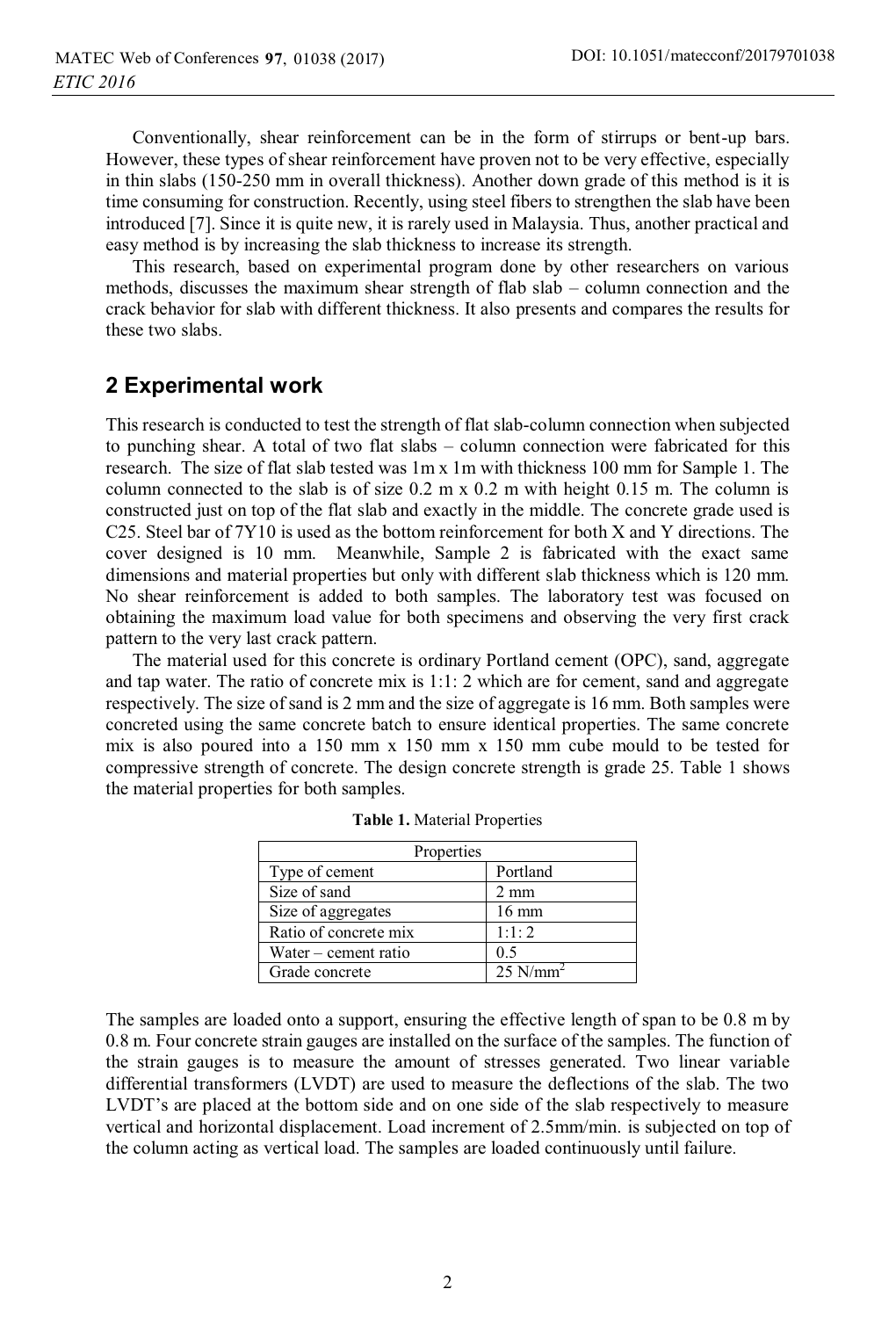Conventionally, shear reinforcement can be in the form of stirrups or bent-up bars. However, these types of shear reinforcement have proven not to be very effective, especially in thin slabs (150-250 mm in overall thickness). Another down grade of this method is it is time consuming for construction. Recently, using steel fibers to strengthen the slab have been introduced [7]. Since it is quite new, it is rarely used in Malaysia. Thus, another practical and easy method is by increasing the slab thickness to increase its strength.

This research, based on experimental program done by other researchers on various methods, discusses the maximum shear strength of flab slab – column connection and the crack behavior for slab with different thickness. It also presents and compares the results for these two slabs.

## 2 Experimental work

This research is conducted to test the strength of flat slab-column connection when subjected to punching shear. A total of two flat slabs – column connection were fabricated for this research. The size of flat slab tested was 1m x 1m with thickness 100 mm for Sample 1. The column connected to the slab is of size 0.2 m x 0.2 m with height 0.15 m. The column is constructed just on top of the flat slab and exactly in the middle. The concrete grade used is C25. Steel bar of 7Y10 is used as the bottom reinforcement for both X and Y directions. The cover designed is 10 mm. Meanwhile, Sample 2 is fabricated with the exact same dimensions and material properties but only with different slab thickness which is 120 mm. No shear reinforcement is added to both samples. The laboratory test was focused on obtaining the maximum load value for both specimens and observing the very first crack pattern to the very last crack pattern.

The material used for this concrete is ordinary Portland cement (OPC), sand, aggregate and tap water. The ratio of concrete mix is 1:1: 2 which are for cement, sand and aggregate respectively. The size of sand is 2 mm and the size of aggregate is 16 mm. Both samples were concreted using the same concrete batch to ensure identical properties. The same concrete mix is also poured into a 150 mm x 150 mm x 150 mm cube mould to be tested for compressive strength of concrete. The design concrete strength is grade 25. Table 1 shows the material properties for both samples.

**Table 1.** Material Properties

| Properties | |
|---|---|
| Type of cement | Portland |
| Size of sand | 2 mm |
| Size of aggregates | 16 mm |
| Ratio of concrete mix | 1:1: 2 |
| Water – cement ratio | 0.5 |
| Grade concrete | 25 $N/mm^2$ |

The samples are loaded onto a support, ensuring the effective length of span to be 0.8 m by 0.8 m. Four concrete strain gauges are installed on the surface of the samples. The function of the strain gauges is to measure the amount of stresses generated. Two linear variable differential transformers (LVDT) are used to measure the deflections of the slab. The two LVDT's are placed at the bottom side and on one side of the slab respectively to measure vertical and horizontal displacement. Load increment of 2.5mm/min. is subjected on top of the column acting as vertical load. The samples are loaded continuously until failure.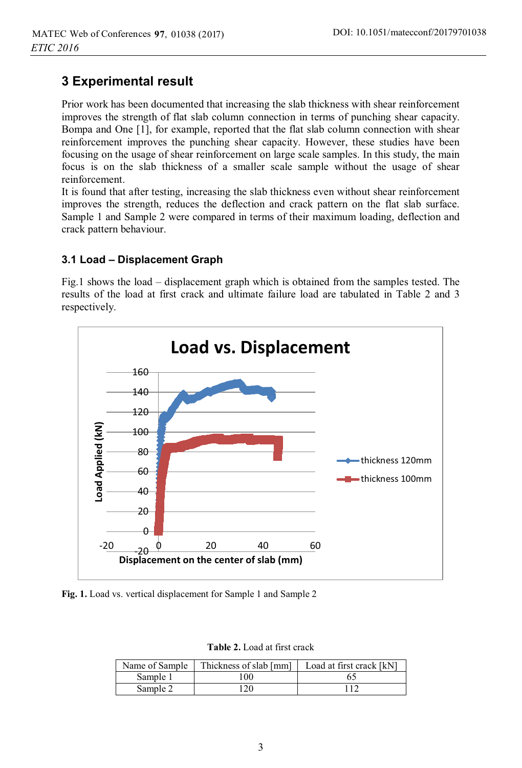## 3 Experimental result

Prior work has been documented that increasing the slab thickness with shear reinforcement improves the strength of flat slab column connection in terms of punching shear capacity. Bompa and One [1], for example, reported that the flat slab column connection with shear reinforcement improves the punching shear capacity. However, these studies have been focusing on the usage of shear reinforcement on large scale samples. In this study, the main focus is on the slab thickness of a smaller scale sample without the usage of shear reinforcement.

It is found that after testing, increasing the slab thickness even without shear reinforcement improves the strength, reduces the deflection and crack pattern on the flat slab surface. Sample 1 and Sample 2 were compared in terms of their maximum loading, deflection and crack pattern behaviour.

### 3.1 Load – Displacement Graph

Fig.1 shows the load – displacement graph which is obtained from the samples tested. The results of the load at first crack and ultimate failure load are tabulated in Table 2 and 3 respectively.

**Fig. 1.** Load vs. vertical displacement for Sample 1 and Sample 2

**Table 2.** Load at first crack

| Name of Sample | Thickness of slab [mm] | Load at first crack [kN] |
|---|---|---|
| Sample 1 | 100 | 65 |
| Sample 2 | 120 | 112 |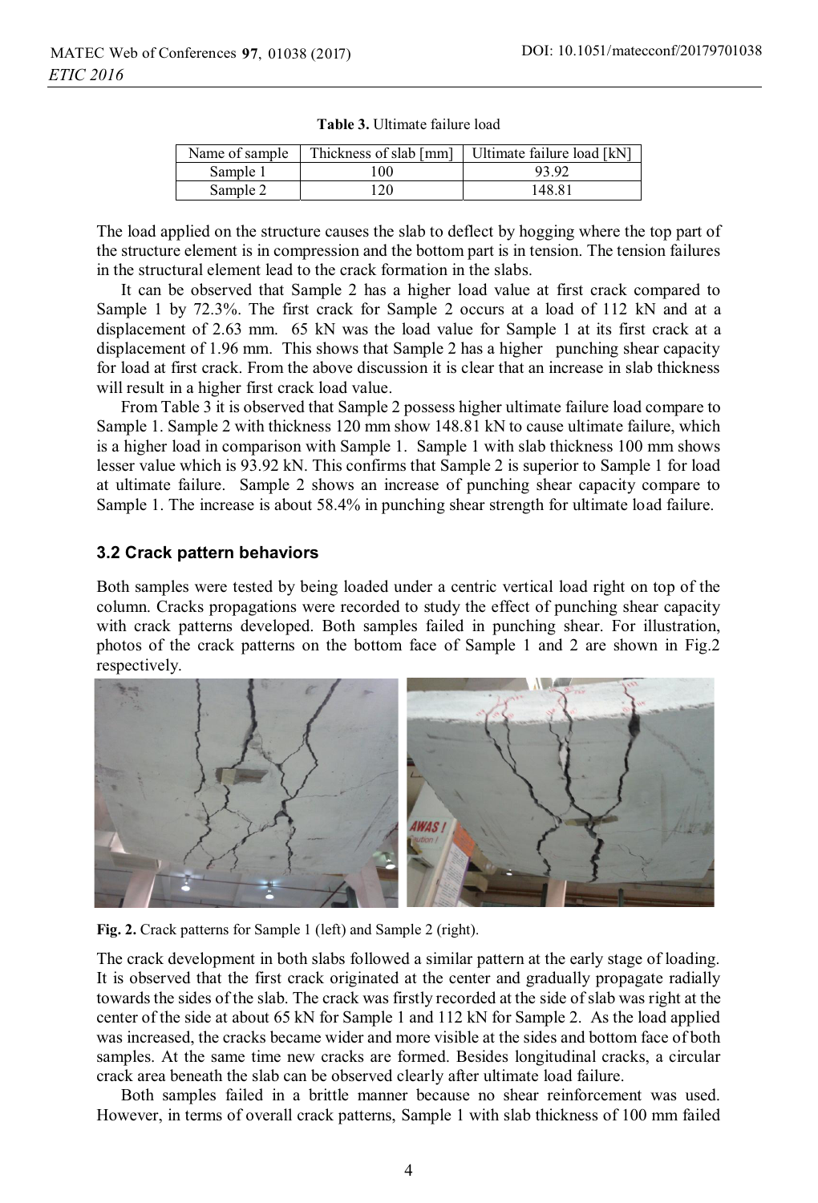**Table 3.** Ultimate failure load

| Name of sample | Thickness of slab [mm] | Ultimate failure load [kN] |
|---|---|---|
| Sample 1 | 100 | 93.92 |
| Sample 2 | 120 | 148.81 |

The load applied on the structure causes the slab to deflect by hogging where the top part of the structure element is in compression and the bottom part is in tension. The tension failures in the structural element lead to the crack formation in the slabs.

It can be observed that Sample 2 has a higher load value at first crack compared to Sample 1 by 72.3%. The first crack for Sample 2 occurs at a load of 112 kN and at a displacement of 2.63 mm. 65 kN was the load value for Sample 1 at its first crack at a displacement of 1.96 mm. This shows that Sample 2 has a higher punching shear capacity for load at first crack. From the above discussion it is clear that an increase in slab thickness will result in a higher first crack load value.

From Table 3 it is observed that Sample 2 possess higher ultimate failure load compare to Sample 1. Sample 2 with thickness 120 mm show 148.81 kN to cause ultimate failure, which is a higher load in comparison with Sample 1. Sample 1 with slab thickness 100 mm shows lesser value which is 93.92 kN. This confirms that Sample 2 is superior to Sample 1 for load at ultimate failure. Sample 2 shows an increase of punching shear capacity compare to Sample 1. The increase is about 58.4% in punching shear strength for ultimate load failure.

### 3.2 Crack pattern behaviors

Both samples were tested by being loaded under a centric vertical load right on top of the column. Cracks propagations were recorded to study the effect of punching shear capacity with crack patterns developed. Both samples failed in punching shear. For illustration, photos of the crack patterns on the bottom face of Sample 1 and 2 are shown in Fig.2 respectively.

**Fig. 2.** Crack patterns for Sample 1 (left) and Sample 2 (right).

The crack development in both slabs followed a similar pattern at the early stage of loading. It is observed that the first crack originated at the center and gradually propagate radially towards the sides of the slab. The crack was firstly recorded at the side of slab was right at the center of the side at about 65 kN for Sample 1 and 112 kN for Sample 2. As the load applied was increased, the cracks became wider and more visible at the sides and bottom face of both samples. At the same time new cracks are formed. Besides longitudinal cracks, a circular crack area beneath the slab can be observed clearly after ultimate load failure.

Both samples failed in a brittle manner because no shear reinforcement was used. However, in terms of overall crack patterns, Sample 1 with slab thickness of 100 mm failed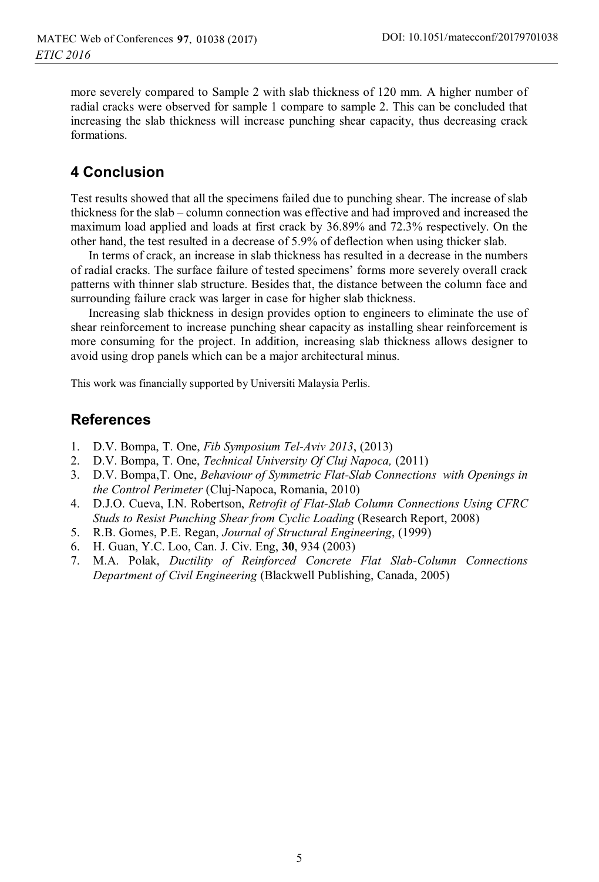more severely compared to Sample 2 with slab thickness of 120 mm. A higher number of radial cracks were observed for sample 1 compare to sample 2. This can be concluded that increasing the slab thickness will increase punching shear capacity, thus decreasing crack formations.

## 4 Conclusion

Test results showed that all the specimens failed due to punching shear. The increase of slab thickness for the slab – column connection was effective and had improved and increased the maximum load applied and loads at first crack by 36.89% and 72.3% respectively. On the other hand, the test resulted in a decrease of 5.9% of deflection when using thicker slab.

In terms of crack, an increase in slab thickness has resulted in a decrease in the numbers of radial cracks. The surface failure of tested specimens' forms more severely overall crack patterns with thinner slab structure. Besides that, the distance between the column face and surrounding failure crack was larger in case for higher slab thickness.

Increasing slab thickness in design provides option to engineers to eliminate the use of shear reinforcement to increase punching shear capacity as installing shear reinforcement is more consuming for the project. In addition, increasing slab thickness allows designer to avoid using drop panels which can be a major architectural minus.

This work was financially supported by Universiti Malaysia Perlis.

## References

1. D.V. Bompa, T. One, *Fib Symposium Tel-Aviv 2013*, (2013)
2. D.V. Bompa, T. One, *Technical University Of Cluj Napoca,* (2011)
3. D.V. Bompa,T. One, *Behaviour of Symmetric Flat-Slab Connections with Openings in the Control Perimeter* (Cluj-Napoca, Romania, 2010)
4. D.J.O. Cueva, I.N. Robertson, *Retrofit of Flat-Slab Column Connections Using CFRC Studs to Resist Punching Shear from Cyclic Loading* (Research Report, 2008)
5. R.B. Gomes, P.E. Regan, *Journal of Structural Engineering*, (1999)
6. H. Guan, Y.C. Loo, Can. J. Civ. Eng, **30**, 934 (2003)
7. M.A. Polak, *Ductility of Reinforced Concrete Flat Slab-Column Connections Department of Civil Engineering* (Blackwell Publishing, Canada, 2005)